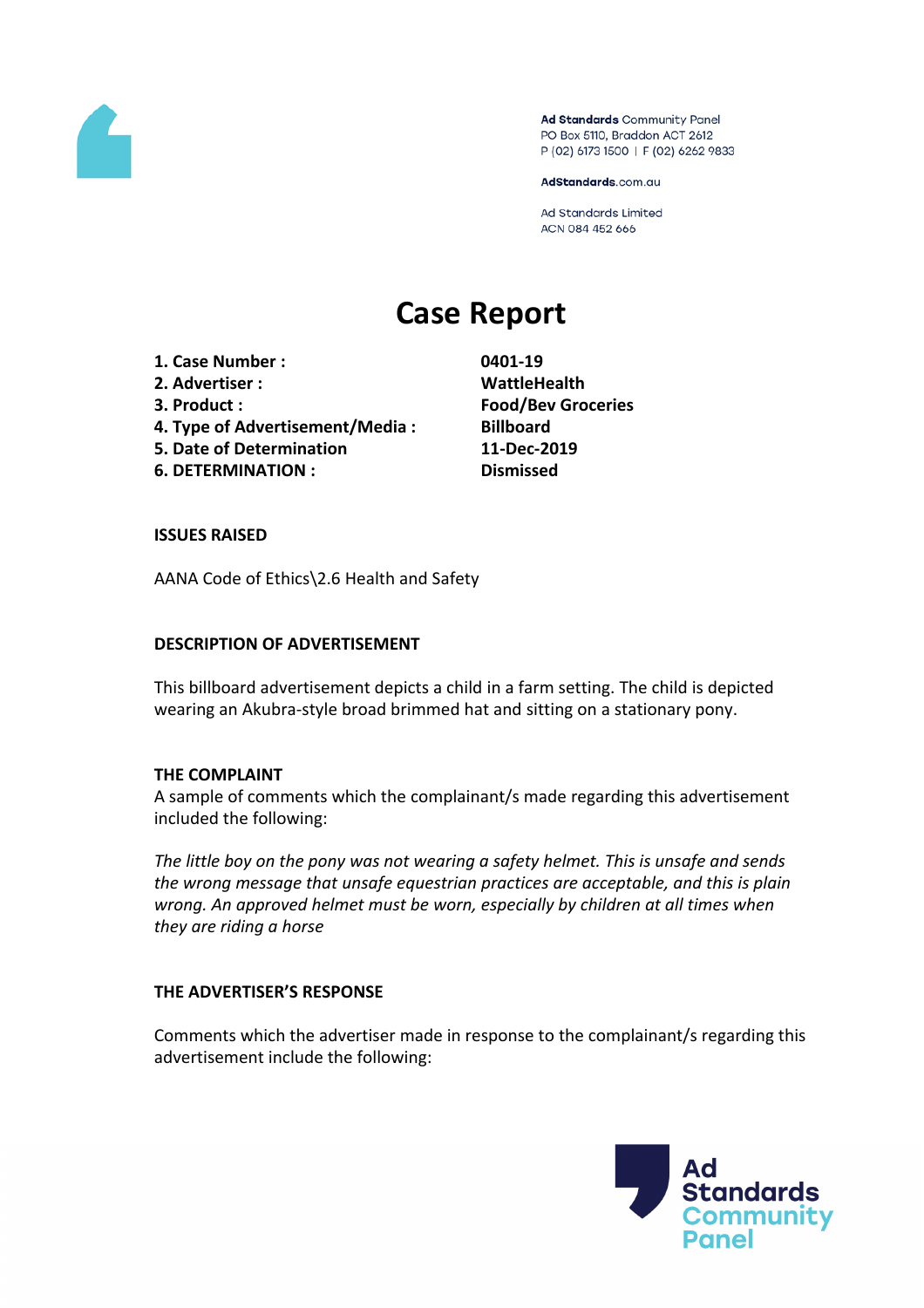Ad Standards Community Panel
PO Box 5110, Braddon ACT 2612
P (02) 6173 1500 | F (02) 6262 9833

AdStandards.com.au

Ad Standards Limited
ACN 084 452 666

# Case Report

| | |
|---|---|
| **1. Case Number :** | **0401-19** |
| **2. Advertiser :** | **WattleHealth** |
| **3. Product :** | **Food/Bev Groceries** |
| **4. Type of Advertisement/Media :** | **Billboard** |
| **5. Date of Determination** | **11-Dec-2019** |
| **6. DETERMINATION :** | **Dismissed** |

**ISSUES RAISED**

AANA Code of Ethics\2.6 Health and Safety

**DESCRIPTION OF ADVERTISEMENT**

This billboard advertisement depicts a child in a farm setting. The child is depicted wearing an Akubra-style broad brimmed hat and sitting on a stationary pony.

**THE COMPLAINT**

A sample of comments which the complainant/s made regarding this advertisement included the following:

*The little boy on the pony was not wearing a safety helmet. This is unsafe and sends the wrong message that unsafe equestrian practices are acceptable, and this is plain wrong. An approved helmet must be worn, especially by children at all times when they are riding a horse*

**THE ADVERTISER'S RESPONSE**

Comments which the advertiser made in response to the complainant/s regarding this advertisement include the following: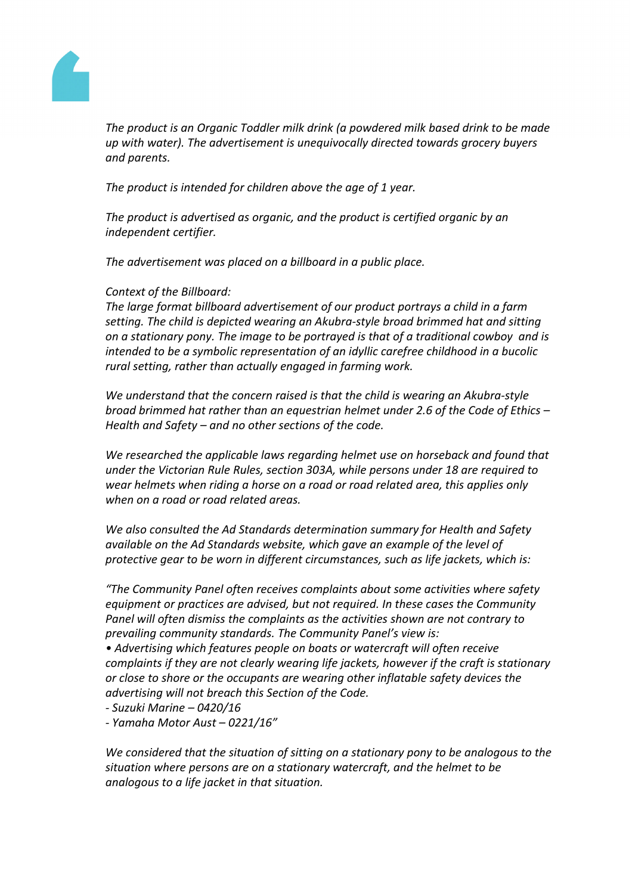*The product is an Organic Toddler milk drink (a powdered milk based drink to be made up with water). The advertisement is unequivocally directed towards grocery buyers and parents.*

*The product is intended for children above the age of 1 year.*

*The product is advertised as organic, and the product is certified organic by an independent certifier.*

*The advertisement was placed on a billboard in a public place.*

*Context of the Billboard:*
*The large format billboard advertisement of our product portrays a child in a farm setting. The child is depicted wearing an Akubra-style broad brimmed hat and sitting on a stationary pony. The image to be portrayed is that of a traditional cowboy  and is intended to be a symbolic representation of an idyllic carefree childhood in a bucolic rural setting, rather than actually engaged in farming work.*

*We understand that the concern raised is that the child is wearing an Akubra-style broad brimmed hat rather than an equestrian helmet under 2.6 of the Code of Ethics – Health and Safety – and no other sections of the code.*

*We researched the applicable laws regarding helmet use on horseback and found that under the Victorian Rule Rules, section 303A, while persons under 18 are required to wear helmets when riding a horse on a road or road related area, this applies only when on a road or road related areas.*

*We also consulted the Ad Standards determination summary for Health and Safety available on the Ad Standards website, which gave an example of the level of protective gear to be worn in different circumstances, such as life jackets, which is:*

*"The Community Panel often receives complaints about some activities where safety equipment or practices are advised, but not required. In these cases the Community Panel will often dismiss the complaints as the activities shown are not contrary to prevailing community standards. The Community Panel's view is:*
*• Advertising which features people on boats or watercraft will often receive complaints if they are not clearly wearing life jackets, however if the craft is stationary or close to shore or the occupants are wearing other inflatable safety devices the advertising will not breach this Section of the Code.*
*- Suzuki Marine – 0420/16*
*- Yamaha Motor Aust – 0221/16"*

*We considered that the situation of sitting on a stationary pony to be analogous to the situation where persons are on a stationary watercraft, and the helmet to be analogous to a life jacket in that situation.*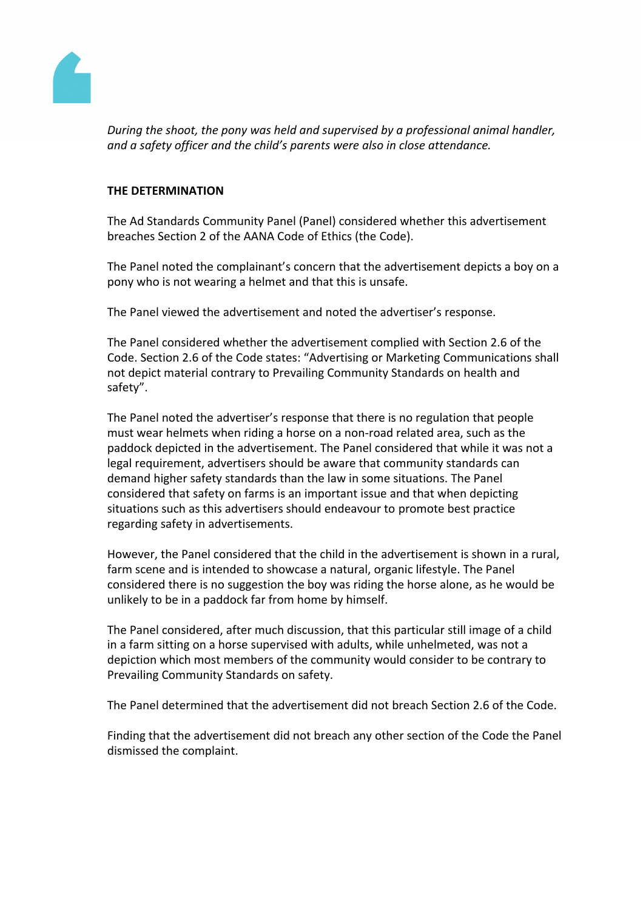*During the shoot, the pony was held and supervised by a professional animal handler, and a safety officer and the child's parents were also in close attendance.*

**THE DETERMINATION**

The Ad Standards Community Panel (Panel) considered whether this advertisement breaches Section 2 of the AANA Code of Ethics (the Code).

The Panel noted the complainant's concern that the advertisement depicts a boy on a pony who is not wearing a helmet and that this is unsafe.

The Panel viewed the advertisement and noted the advertiser's response.

The Panel considered whether the advertisement complied with Section 2.6 of the Code. Section 2.6 of the Code states: "Advertising or Marketing Communications shall not depict material contrary to Prevailing Community Standards on health and safety".

The Panel noted the advertiser's response that there is no regulation that people must wear helmets when riding a horse on a non-road related area, such as the paddock depicted in the advertisement. The Panel considered that while it was not a legal requirement, advertisers should be aware that community standards can demand higher safety standards than the law in some situations. The Panel considered that safety on farms is an important issue and that when depicting situations such as this advertisers should endeavour to promote best practice regarding safety in advertisements.

However, the Panel considered that the child in the advertisement is shown in a rural, farm scene and is intended to showcase a natural, organic lifestyle. The Panel considered there is no suggestion the boy was riding the horse alone, as he would be unlikely to be in a paddock far from home by himself.

The Panel considered, after much discussion, that this particular still image of a child in a farm sitting on a horse supervised with adults, while unhelmeted, was not a depiction which most members of the community would consider to be contrary to Prevailing Community Standards on safety.

The Panel determined that the advertisement did not breach Section 2.6 of the Code.

Finding that the advertisement did not breach any other section of the Code the Panel dismissed the complaint.